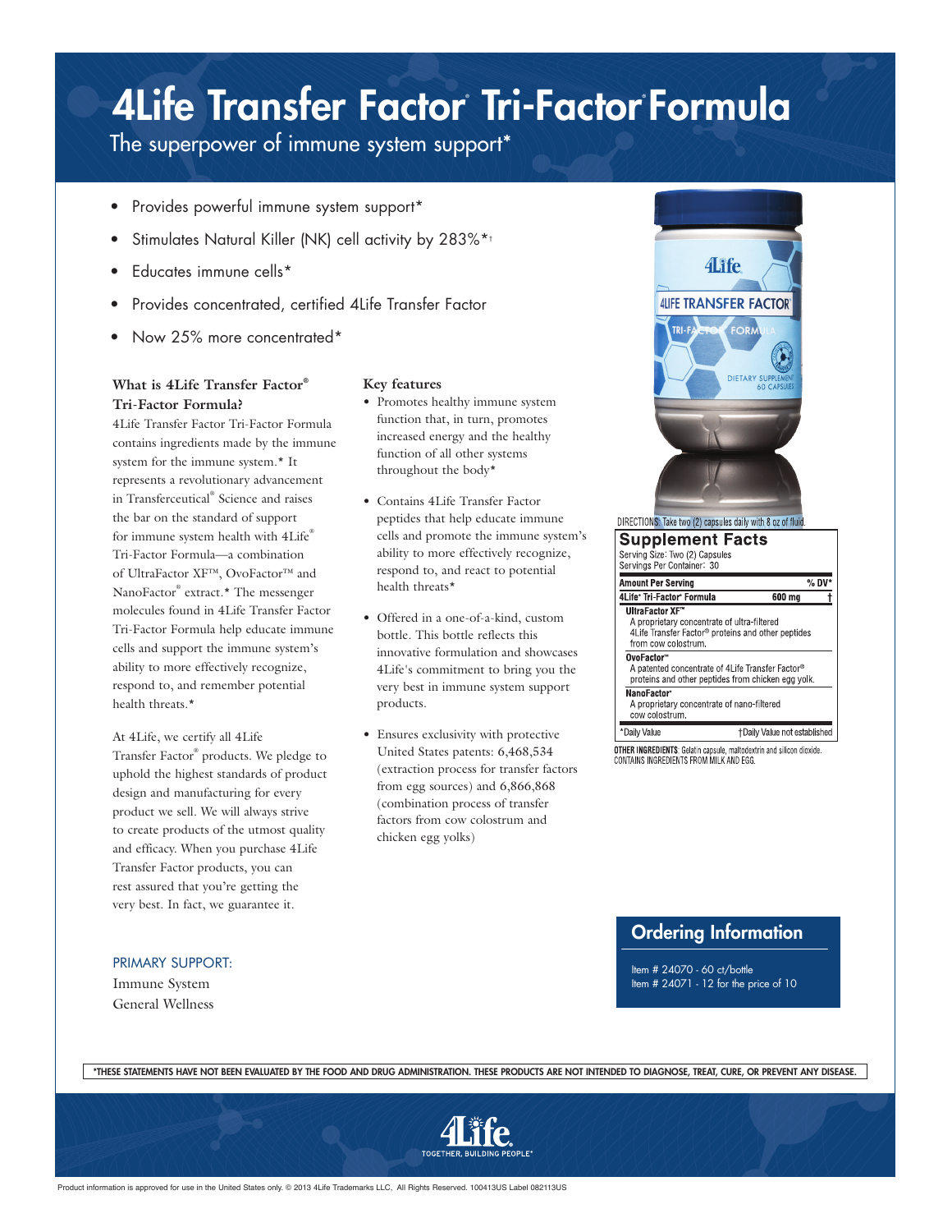# 4Life Transfer Factor® Tri-Factor® Formula

The superpower of immune system support*

- Provides powerful immune system support*
- Stimulates Natural Killer (NK) cell activity by 283%*†
- Educates immune cells*
- Provides concentrated, certified 4Life Transfer Factor
- Now 25% more concentrated*

### What is 4Life Transfer Factor® Tri-Factor Formula?

4Life Transfer Factor Tri-Factor Formula contains ingredients made by the immune system for the immune system.* It represents a revolutionary advancement in Transferceutical® Science and raises the bar on the standard of support for immune system health with 4Life® Tri-Factor Formula—a combination of UltraFactor XF™, OvoFactor™ and NanoFactor® extract.* The messenger molecules found in 4Life Transfer Factor Tri-Factor Formula help educate immune cells and support the immune system's ability to more effectively recognize, respond to, and remember potential health threats.*

At 4Life, we certify all 4Life Transfer Factor® products. We pledge to uphold the highest standards of product design and manufacturing for every product we sell. We will always strive to create products of the utmost quality and efficacy. When you purchase 4Life Transfer Factor products, you can rest assured that you're getting the very best. In fact, we guarantee it.

### Key features

- Promotes healthy immune system function that, in turn, promotes increased energy and the healthy function of all other systems throughout the body*
- Contains 4Life Transfer Factor peptides that help educate immune cells and promote the immune system's ability to more effectively recognize, respond to, and react to potential health threats*
- Offered in a one-of-a-kind, custom bottle. This bottle reflects this innovative formulation and showcases 4Life's commitment to bring you the very best in immune system support products.
- Ensures exclusivity with protective United States patents: 6,468,534 (extraction process for transfer factors from egg sources) and 6,866,868 (combination process of transfer factors from cow colostrum and chicken egg yolks)

DIRECTIONS: Take two (2) capsules daily with 8 oz of fluid.

### Supplement Facts

Serving Size: Two (2) Capsules
Servings Per Container: 30

| Amount Per Serving | | % DV* |
|---|---|---|
| 4Life® Tri-Factor® Formula | 600 mg | † |
| **UltraFactor XF™** A proprietary concentrate of ultra-filtered 4Life Transfer Factor® proteins and other peptides from cow colostrum. | | |
| **OvoFactor™** A patented concentrate of 4Life Transfer Factor® proteins and other peptides from chicken egg yolk. | | |
| **NanoFactor®** A proprietary concentrate of nano-filtered cow colostrum. | | |
| *Daily Value | †Daily Value not established | |

**OTHER INGREDIENTS**: Gelatin capsule, maltodextrin and silicon dioxide.
CONTAINS INGREDIENTS FROM MILK AND EGG.

PRIMARY SUPPORT:
Immune System
General Wellness

### Ordering Information

Item # 24070 - 60 ct/bottle
Item # 24071 - 12 for the price of 10

*THESE STATEMENTS HAVE NOT BEEN EVALUATED BY THE FOOD AND DRUG ADMINISTRATION. THESE PRODUCTS ARE NOT INTENDED TO DIAGNOSE, TREAT, CURE, OR PREVENT ANY DISEASE.

4Life. TOGETHER, BUILDING PEOPLE®

Product information is approved for use in the United States only. © 2013 4Life Trademarks LLC, All Rights Reserved. 100413US Label 082113US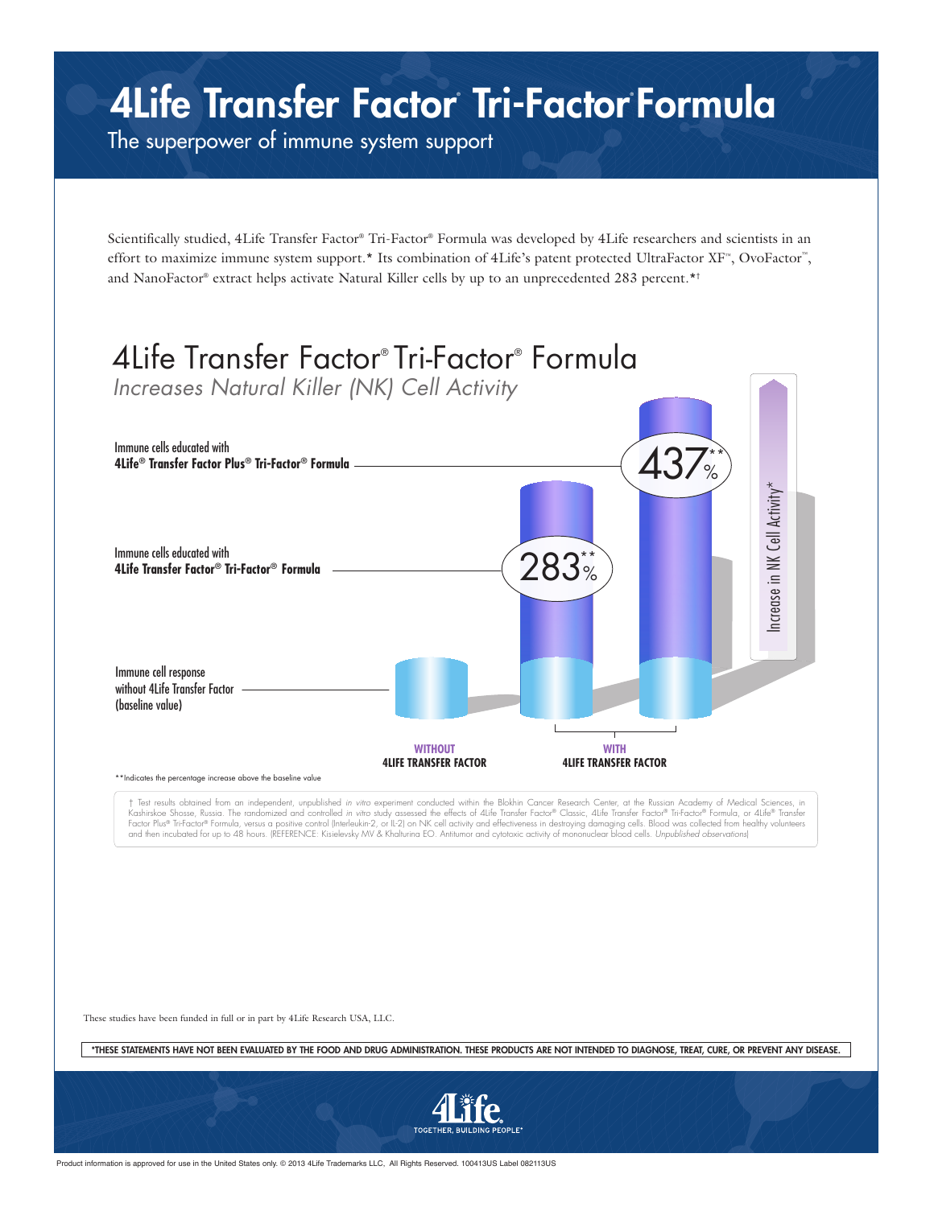# 4Life Transfer Factor® Tri-Factor® Formula

The superpower of immune system support

Scientifically studied, 4Life Transfer Factor® Tri-Factor® Formula was developed by 4Life researchers and scientists in an effort to maximize immune system support.* Its combination of 4Life's patent protected UltraFactor XF™, OvoFactor™, and NanoFactor® extract helps activate Natural Killer cells by up to an unprecedented 283 percent.*†

## 4Life Transfer Factor® Tri-Factor® Formula

*Increases Natural Killer (NK) Cell Activity*

Immune cells educated with **4Life® Transfer Factor Plus® Tri-Factor® Formula**

437%**

Immune cells educated with **4Life Transfer Factor® Tri-Factor® Formula**

283%**

Immune cell response without 4Life Transfer Factor (baseline value)

Increase in NK Cell Activity*

**WITHOUT 4LIFE TRANSFER FACTOR**

**WITH 4LIFE TRANSFER FACTOR**

**Indicates the percentage increase above the baseline value

† Test results obtained from an independent, unpublished *in vitro* experiment conducted within the Blokhin Cancer Research Center, at the Russian Academy of Medical Sciences, in Kashirskoe Shosse, Russia. The randomized and controlled *in vitro* study assessed the effects of 4Life Transfer Factor® Classic, 4Life Transfer Factor® Tri-Factor® Formula, or 4Life® Transfer Factor Plus® Tri-Factor® Formula, versus a positive control (Interleukin-2, or IL-2) on NK cell activity and effectiveness in destroying damaging cells. Blood was collected from healthy volunteers and then incubated for up to 48 hours. (REFERENCE: Kisielevsky MV & Khalturina EO. Antitumor and cytotoxic activity of mononuclear blood cells. *Unpublished observations*)

These studies have been funded in full or in part by 4Life Research USA, LLC.

*THESE STATEMENTS HAVE NOT BEEN EVALUATED BY THE FOOD AND DRUG ADMINISTRATION. THESE PRODUCTS ARE NOT INTENDED TO DIAGNOSE, TREAT, CURE, OR PREVENT ANY DISEASE.

4Life. TOGETHER, BUILDING PEOPLE®

Product information is approved for use in the United States only. © 2013 4Life Trademarks LLC, All Rights Reserved. 100413US Label 082113US